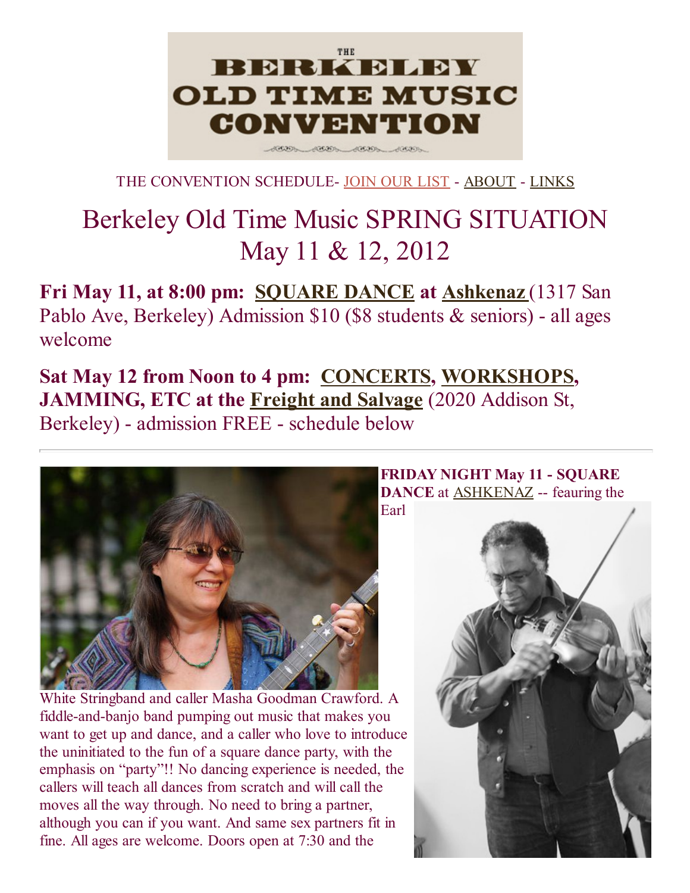# THE BERKELEY OLD TIME MUSIC CONVENTION

THE CONVENTION SCHEDULE- JOIN OUR LIST - ABOUT - LINKS

## Berkeley Old Time Music SPRING SITUATION May 11 & 12, 2012

**Fri May 11, at 8:00 pm: SQUARE DANCE at Ashkenaz** (1317 San Pablo Ave, Berkeley) Admission $10 ($8 students & seniors) - all ages welcome

**Sat May 12 from Noon to 4 pm: CONCERTS, WORKSHOPS, JAMMING, ETC at the Freight and Salvage** (2020 Addison St, Berkeley) - admission FREE - schedule below

---

**FRIDAY NIGHT May 11 - SQUARE DANCE** at ASHKENAZ -- feauring the Earl White Stringband and caller Masha Goodman Crawford. A fiddle-and-banjo band pumping out music that makes you want to get up and dance, and a caller who love to introduce the uninitiated to the fun of a square dance party, with the emphasis on "party"!! No dancing experience is needed, the callers will teach all dances from scratch and will call the moves all the way through. No need to bring a partner, although you can if you want. And same sex partners fit in fine. All ages are welcome. Doors open at 7:30 and the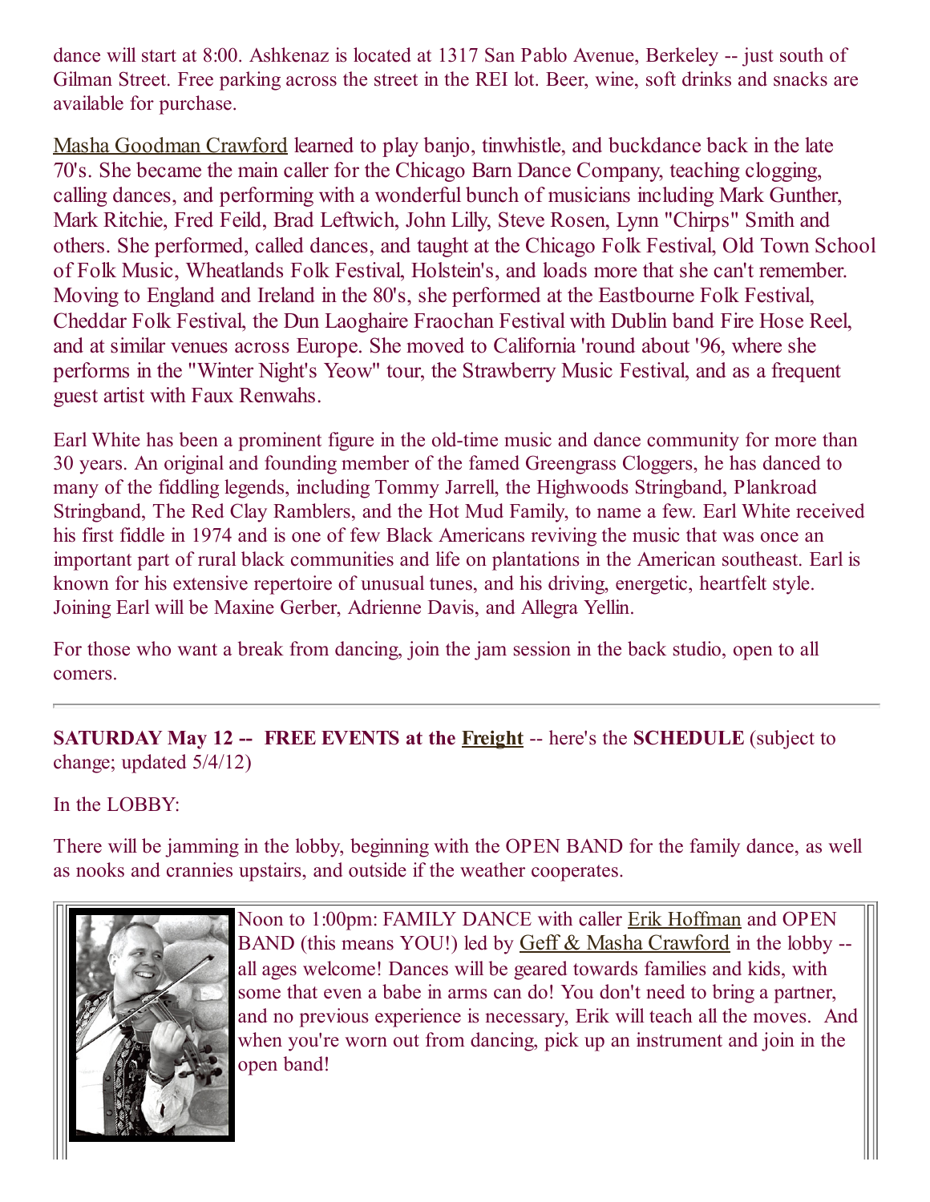dance will start at 8:00. Ashkenaz is located at 1317 San Pablo Avenue, Berkeley -- just south of Gilman Street. Free parking across the street in the REI lot. Beer, wine, soft drinks and snacks are available for purchase.

Masha Goodman Crawford learned to play banjo, tinwhistle, and buckdance back in the late 70's. She became the main caller for the Chicago Barn Dance Company, teaching clogging, calling dances, and performing with a wonderful bunch of musicians including Mark Gunther, Mark Ritchie, Fred Feild, Brad Leftwich, John Lilly, Steve Rosen, Lynn "Chirps" Smith and others. She performed, called dances, and taught at the Chicago Folk Festival, Old Town School of Folk Music, Wheatlands Folk Festival, Holstein's, and loads more that she can't remember. Moving to England and Ireland in the 80's, she performed at the Eastbourne Folk Festival, Cheddar Folk Festival, the Dun Laoghaire Fraochan Festival with Dublin band Fire Hose Reel, and at similar venues across Europe. She moved to California 'round about '96, where she performs in the "Winter Night's Yeow" tour, the Strawberry Music Festival, and as a frequent guest artist with Faux Renwahs.

Earl White has been a prominent figure in the old-time music and dance community for more than 30 years. An original and founding member of the famed Greengrass Cloggers, he has danced to many of the fiddling legends, including Tommy Jarrell, the Highwoods Stringband, Plankroad Stringband, The Red Clay Ramblers, and the Hot Mud Family, to name a few. Earl White received his first fiddle in 1974 and is one of few Black Americans reviving the music that was once an important part of rural black communities and life on plantations in the American southeast. Earl is known for his extensive repertoire of unusual tunes, and his driving, energetic, heartfelt style. Joining Earl will be Maxine Gerber, Adrienne Davis, and Allegra Yellin.

For those who want a break from dancing, join the jam session in the back studio, open to all comers.

---

**SATURDAY May 12 -- FREE EVENTS at the Freight** -- here's the **SCHEDULE** (subject to change; updated 5/4/12)

In the LOBBY:

There will be jamming in the lobby, beginning with the OPEN BAND for the family dance, as well as nooks and crannies upstairs, and outside if the weather cooperates.

Noon to 1:00pm: FAMILY DANCE with caller Erik Hoffman and OPEN BAND (this means YOU!) led by Geff & Masha Crawford in the lobby -- all ages welcome! Dances will be geared towards families and kids, with some that even a babe in arms can do! You don't need to bring a partner, and no previous experience is necessary, Erik will teach all the moves. And when you're worn out from dancing, pick up an instrument and join in the open band!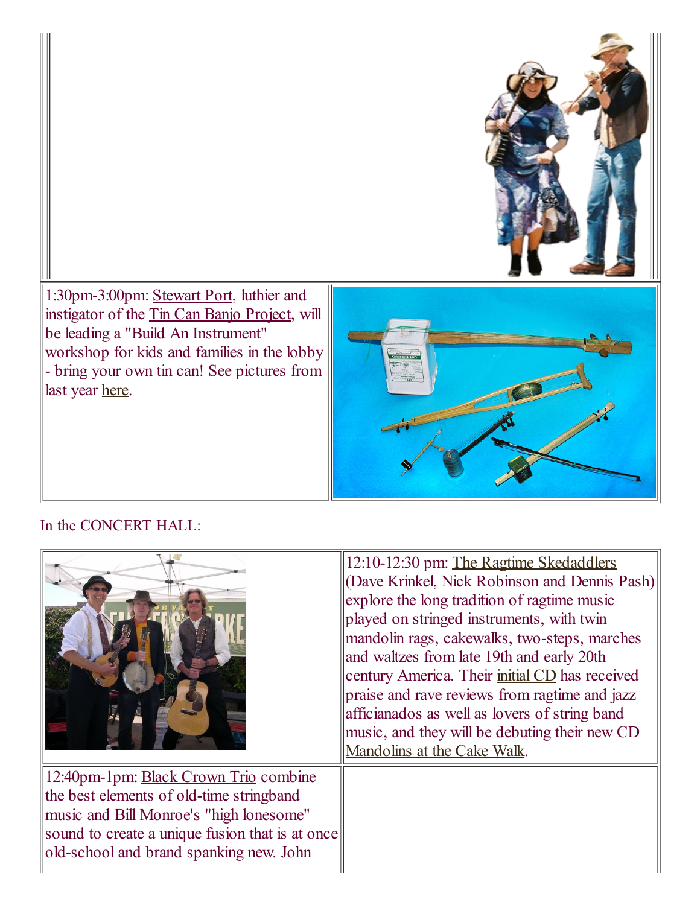1:30pm-3:00pm: Stewart Port, luthier and instigator of the Tin Can Banjo Project, will be leading a "Build An Instrument" workshop for kids and families in the lobby - bring your own tin can! See pictures from last year here.

In the CONCERT HALL:

12:10-12:30 pm: The Ragtime Skedaddlers (Dave Krinkel, Nick Robinson and Dennis Pash) explore the long tradition of ragtime music played on stringed instruments, with twin mandolin rags, cakewalks, two-steps, marches and waltzes from late 19th and early 20th century America. Their initial CD has received praise and rave reviews from ragtime and jazz afficianados as well as lovers of string band music, and they will be debuting their new CD Mandolins at the Cake Walk.

12:40pm-1pm: Black Crown Trio combine the best elements of old-time stringband music and Bill Monroe's "high lonesome" sound to create a unique fusion that is at once old-school and brand spanking new. John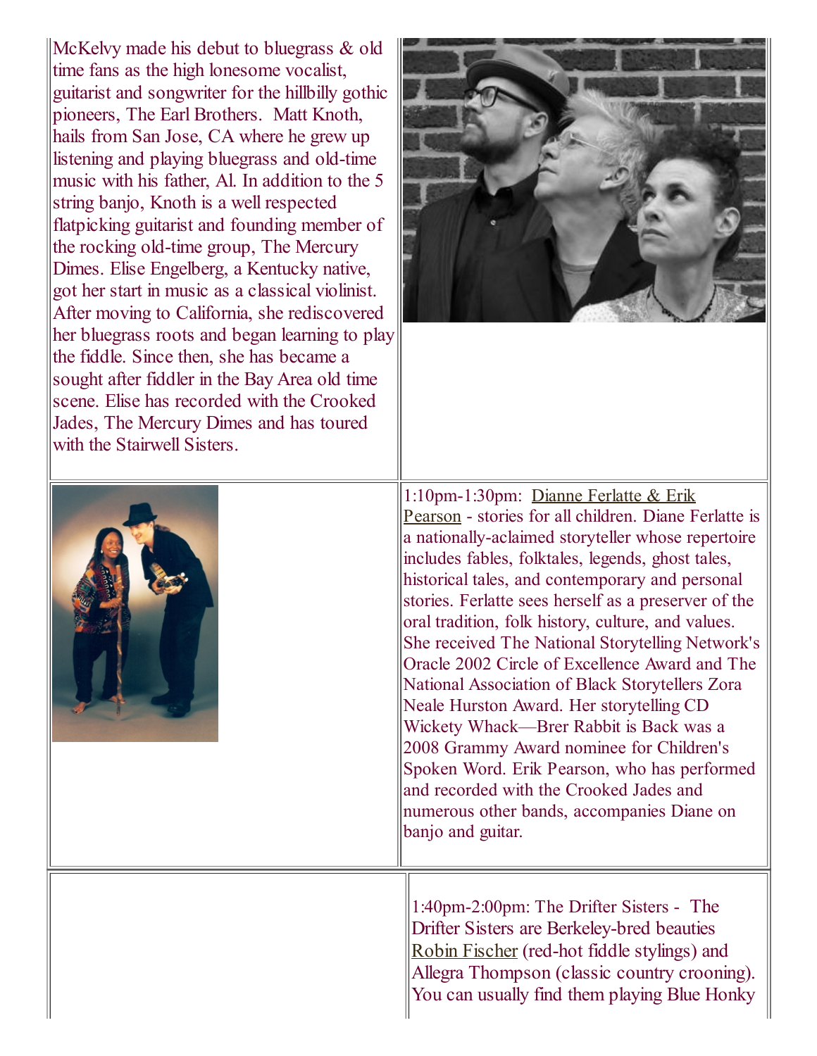McKelvy made his debut to bluegrass & old time fans as the high lonesome vocalist, guitarist and songwriter for the hillbilly gothic pioneers, The Earl Brothers. Matt Knoth, hails from San Jose, CA where he grew up listening and playing bluegrass and old-time music with his father, Al. In addition to the 5 string banjo, Knoth is a well respected flatpicking guitarist and founding member of the rocking old-time group, The Mercury Dimes. Elise Engelberg, a Kentucky native, got her start in music as a classical violinist. After moving to California, she rediscovered her bluegrass roots and began learning to play the fiddle. Since then, she has became a sought after fiddler in the Bay Area old time scene. Elise has recorded with the Crooked Jades, The Mercury Dimes and has toured with the Stairwell Sisters.

1:10pm-1:30pm: Dianne Ferlatte & Erik Pearson - stories for all children. Diane Ferlatte is a nationally-aclaimed storyteller whose repertoire includes fables, folktales, legends, ghost tales, historical tales, and contemporary and personal stories. Ferlatte sees herself as a preserver of the oral tradition, folk history, culture, and values. She received The National Storytelling Network's Oracle 2002 Circle of Excellence Award and The National Association of Black Storytellers Zora Neale Hurston Award. Her storytelling CD Wickety Whack—Brer Rabbit is Back was a 2008 Grammy Award nominee for Children's Spoken Word. Erik Pearson, who has performed and recorded with the Crooked Jades and numerous other bands, accompanies Diane on banjo and guitar.

1:40pm-2:00pm: The Drifter Sisters - The Drifter Sisters are Berkeley-bred beauties Robin Fischer (red-hot fiddle stylings) and Allegra Thompson (classic country crooning). You can usually find them playing Blue Honky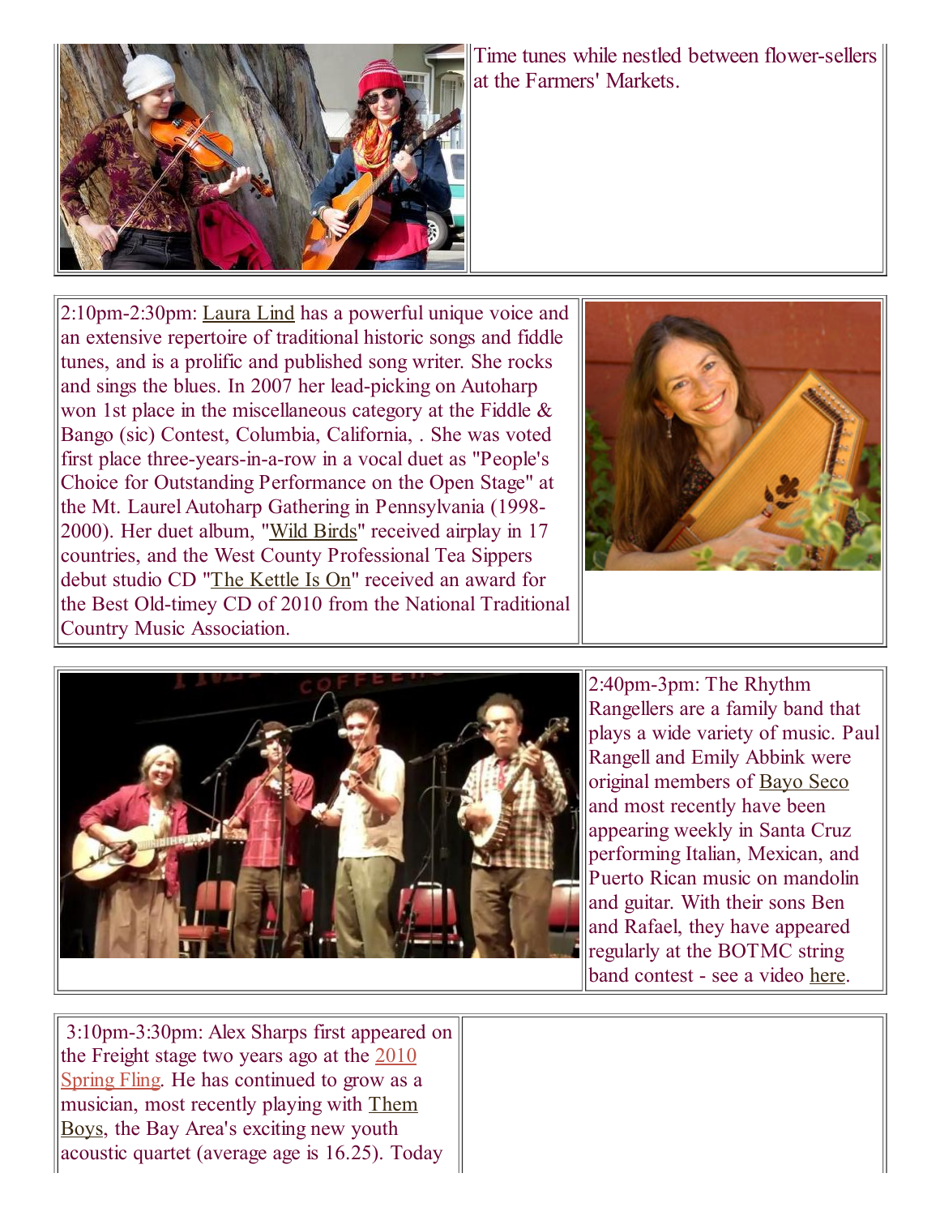Time tunes while nestled between flower-sellers at the Farmers' Markets.

2:10pm-2:30pm: Laura Lind has a powerful unique voice and an extensive repertoire of traditional historic songs and fiddle tunes, and is a prolific and published song writer. She rocks and sings the blues. In 2007 her lead-picking on Autoharp won 1st place in the miscellaneous category at the Fiddle & Bango (sic) Contest, Columbia, California, . She was voted first place three-years-in-a-row in a vocal duet as "People's Choice for Outstanding Performance on the Open Stage" at the Mt. Laurel Autoharp Gathering in Pennsylvania (1998-2000). Her duet album, "Wild Birds" received airplay in 17 countries, and the West County Professional Tea Sippers debut studio CD "The Kettle Is On" received an award for the Best Old-timey CD of 2010 from the National Traditional Country Music Association.

2:40pm-3pm: The Rhythm Rangellers are a family band that plays a wide variety of music. Paul Rangell and Emily Abbink were original members of Bayo Seco and most recently have been appearing weekly in Santa Cruz performing Italian, Mexican, and Puerto Rican music on mandolin and guitar. With their sons Ben and Rafael, they have appeared regularly at the BOTMC string band contest - see a video here.

3:10pm-3:30pm: Alex Sharps first appeared on the Freight stage two years ago at the 2010 Spring Fling. He has continued to grow as a musician, most recently playing with Them Boys, the Bay Area's exciting new youth acoustic quartet (average age is 16.25). Today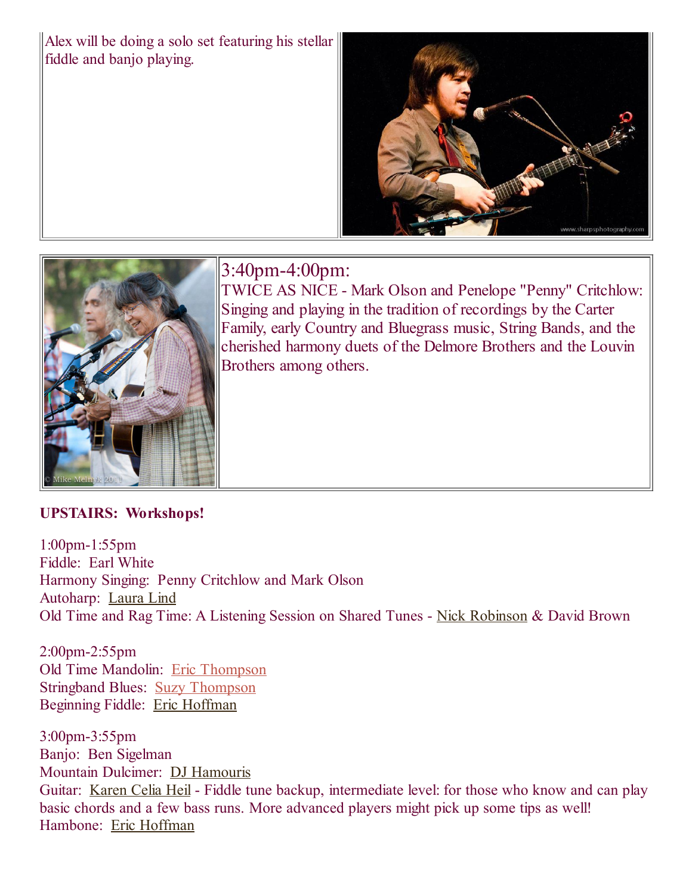Alex will be doing a solo set featuring his stellar fiddle and banjo playing.

3:40pm-4:00pm:
TWICE AS NICE - Mark Olson and Penelope "Penny" Critchlow: Singing and playing in the tradition of recordings by the Carter Family, early Country and Bluegrass music, String Bands, and the cherished harmony duets of the Delmore Brothers and the Louvin Brothers among others.

**UPSTAIRS: Workshops!**

1:00pm-1:55pm
Fiddle: Earl White
Harmony Singing: Penny Critchlow and Mark Olson
Autoharp: Laura Lind
Old Time and Rag Time: A Listening Session on Shared Tunes - Nick Robinson & David Brown

2:00pm-2:55pm
Old Time Mandolin: Eric Thompson
Stringband Blues: Suzy Thompson
Beginning Fiddle: Eric Hoffman

3:00pm-3:55pm
Banjo: Ben Sigelman
Mountain Dulcimer: DJ Hamouris
Guitar: Karen Celia Heil - Fiddle tune backup, intermediate level: for those who know and can play basic chords and a few bass runs. More advanced players might pick up some tips as well!
Hambone: Eric Hoffman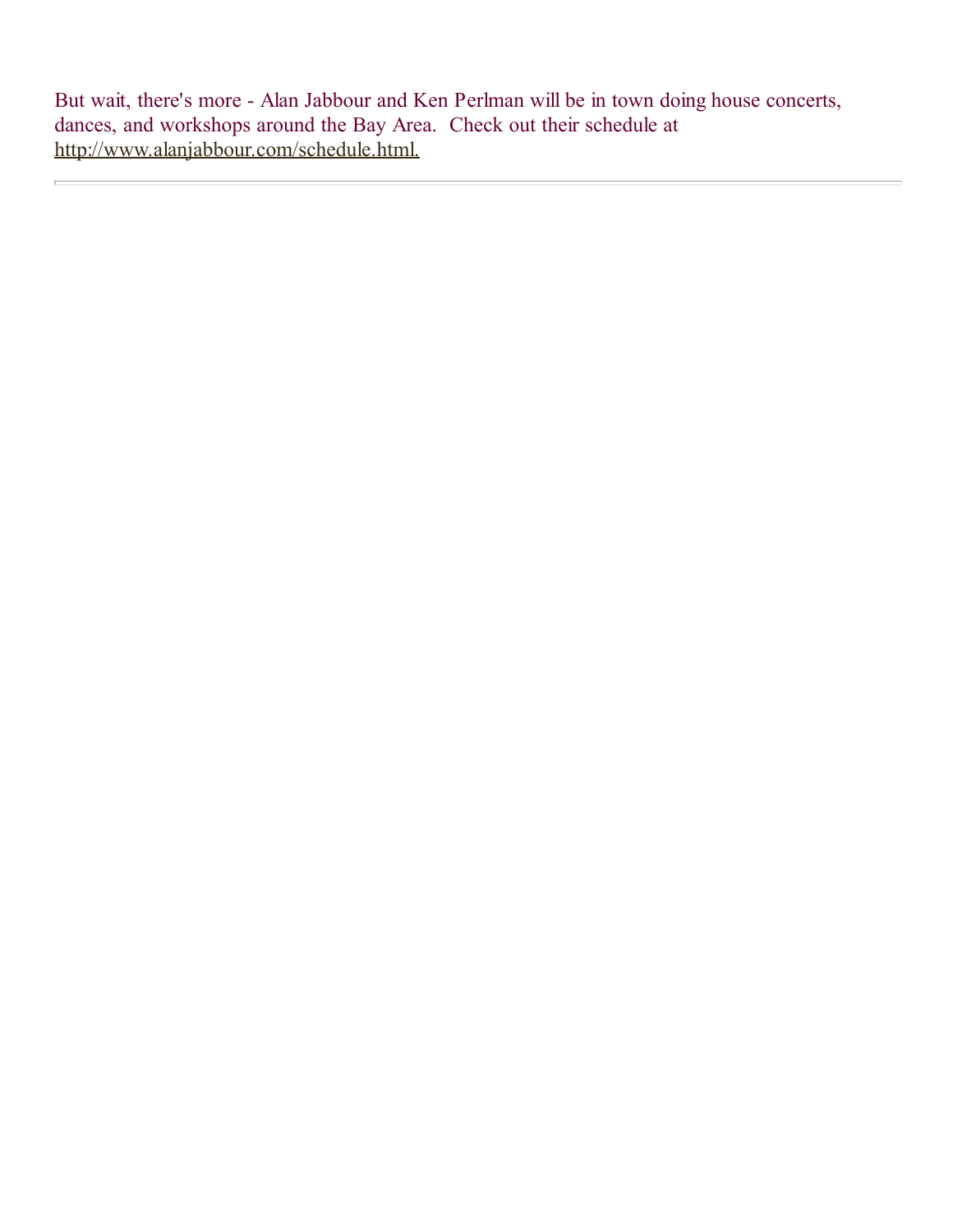But wait, there's more - Alan Jabbour and Ken Perlman will be in town doing house concerts, dances, and workshops around the Bay Area.  Check out their schedule at http://www.alanjabbour.com/schedule.html.

---